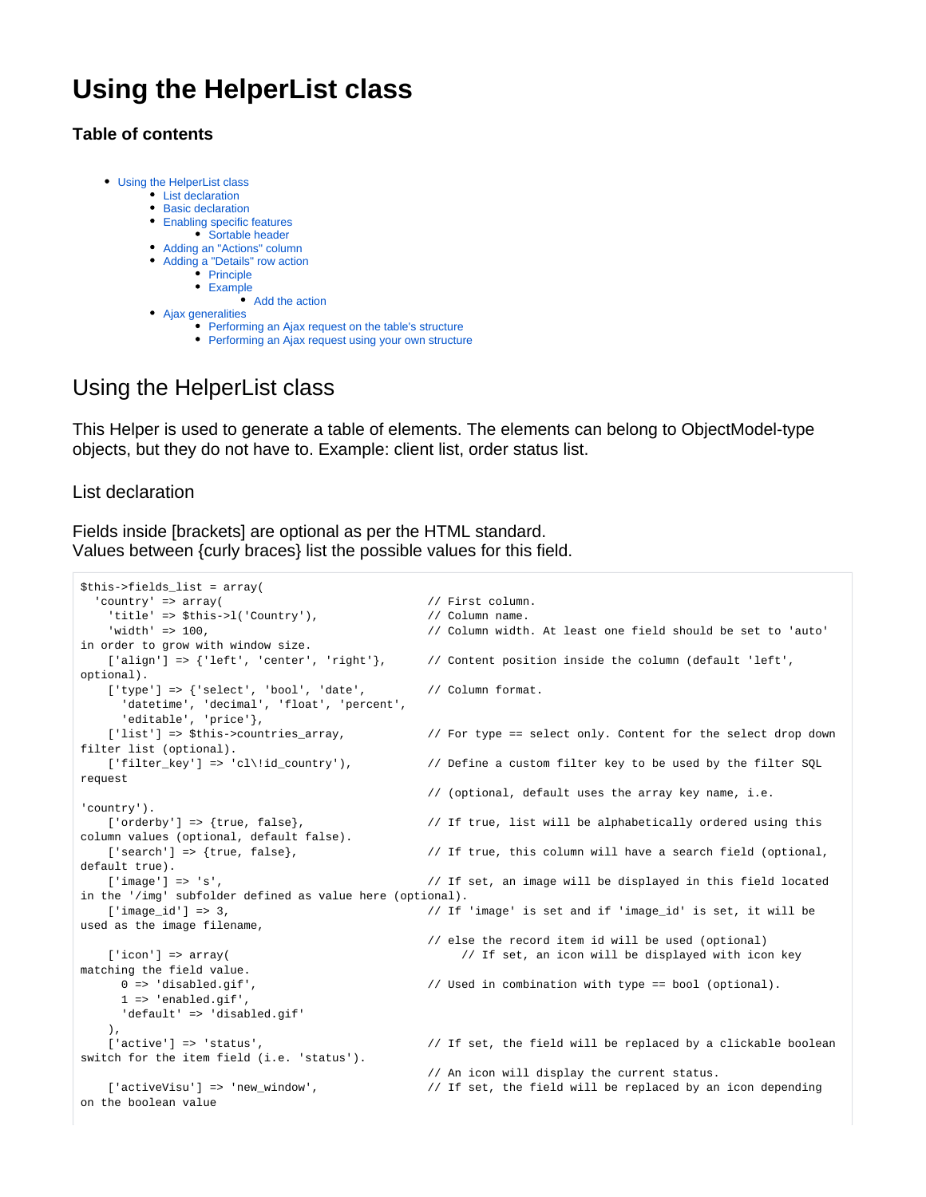# Using the HelperList class

### Table of contents

- Using the HelperList class
  - List declaration
  - Basic declaration
  - Enabling specific features
    - Sortable header
  - Adding an "Actions" column
  - Adding a "Details" row action
    - Principle
    - Example
      - Add the action
  - Ajax generalities
    - Performing an Ajax request on the table's structure
    - Performing an Ajax request using your own structure

## Using the HelperList class

This Helper is used to generate a table of elements. The elements can belong to ObjectModel-type objects, but they do not have to. Example: client list, order status list.

### List declaration

Fields inside [brackets] are optional as per the HTML standard.
Values between {curly braces} list the possible values for this field.

```
$this->fields_list = array(
  'country' => array(                            // First column.
    'title' => $this->l('Country'),              // Column name.
    'width' => 100,                              // Column width. At least one field should be set to 'auto'
in order to grow with window size.
    ['align'] => {'left', 'center', 'right'},    // Content position inside the column (default 'left',
optional).
    ['type'] => {'select', 'bool', 'date',       // Column format.
      'datetime', 'decimal', 'float', 'percent',
      'editable', 'price'},
    ['list'] => $this->countries_array,          // For type == select only. Content for the select drop down
filter list (optional).
    ['filter_key'] => 'cl\!id_country'),         // Define a custom filter key to be used by the filter SQL
request
                                                 // (optional, default uses the array key name, i.e.
'country').
    ['orderby'] => {true, false},                // If true, list will be alphabetically ordered using this
column values (optional, default false).
    ['search'] => {true, false},                 // If true, this column will have a search field (optional,
default true).
    ['image'] => 's',                            // If set, an image will be displayed in this field located
in the '/img' subfolder defined as value here (optional).
    ['image_id'] => 3,                           // If 'image' is set and if 'image_id' is set, it will be
used as the image filename,
                                                 // else the record item id will be used (optional)
    ['icon'] => array(                                // If set, an icon will be displayed with icon key
matching the field value.
      0 => 'disabled.gif',                       // Used in combination with type == bool (optional).
      1 => 'enabled.gif',
      'default' => 'disabled.gif'
    ),
    ['active'] => 'status',                      // If set, the field will be replaced by a clickable boolean
switch for the item field (i.e. 'status').
                                                 // An icon will display the current status.
    ['activeVisu'] => 'new_window',              // If set, the field will be replaced by an icon depending
on the boolean value
```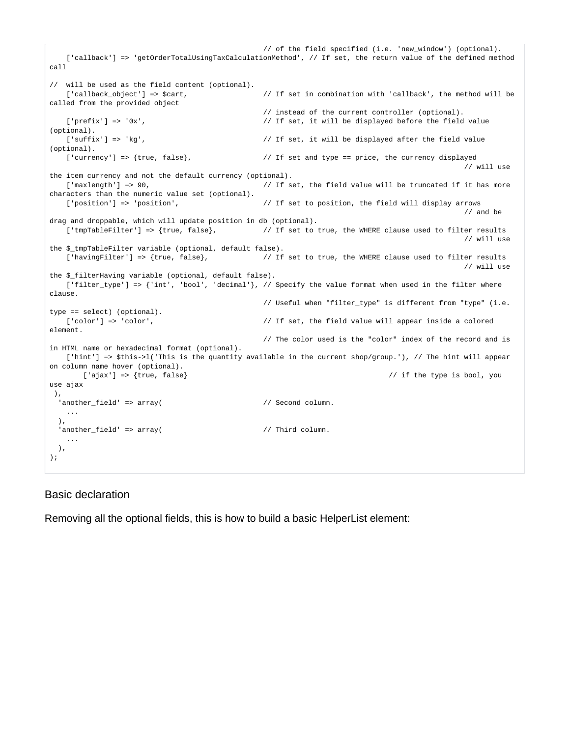```
                                                    // of the field specified (i.e. 'new_window') (optional).
    ['callback'] => 'getOrderTotalUsingTaxCalculationMethod', // If set, the return value of the defined method
call

//  will be used as the field content (optional).
    ['callback_object'] => $cart,                   // If set in combination with 'callback', the method will be
called from the provided object
                                                    // instead of the current controller (optional).
    ['prefix'] => '0x',                             // If set, it will be displayed before the field value
(optional).
    ['suffix'] => 'kg',                             // If set, it will be displayed after the field value
(optional).
    ['currency'] => {true, false},                  // If set and type == price, the currency displayed
                                                                                                // will use
the item currency and not the default currency (optional).
    ['maxlength'] => 90,                            // If set, the field value will be truncated if it has more
characters than the numeric value set (optional).
    ['position'] => 'position',                     // If set to position, the field will display arrows
                                                                                                // and be
drag and droppable, which will update position in db (optional).
    ['tmpTableFilter'] => {true, false},            // If set to true, the WHERE clause used to filter results
                                                                                                // will use
the $_tmpTableFilter variable (optional, default false).
    ['havingFilter'] => {true, false},              // If set to true, the WHERE clause used to filter results
                                                                                                // will use
the $_filterHaving variable (optional, default false).
    ['filter_type'] => {'int', 'bool', 'decimal'}, // Specify the value format when used in the filter where
clause.
                                                    // Useful when "filter_type" is different from "type" (i.e.
type == select) (optional).
    ['color'] => 'color',                           // If set, the field value will appear inside a colored
element.
                                                    // The color used is the "color" index of the record and is
in HTML name or hexadecimal format (optional).
    ['hint'] => $this->l('This is the quantity available in the current shop/group.'), // The hint will appear
on column name hover (optional).
        ['ajax'] => {true, false}                                       // if the type is bool, you
use ajax
 ),
  'another_field' => array(                         // Second column.
    ...
  ),
  'another_field' => array(                         // Third column.
    ...
  ),
);
```

### Basic declaration

Removing all the optional fields, this is how to build a basic HelperList element: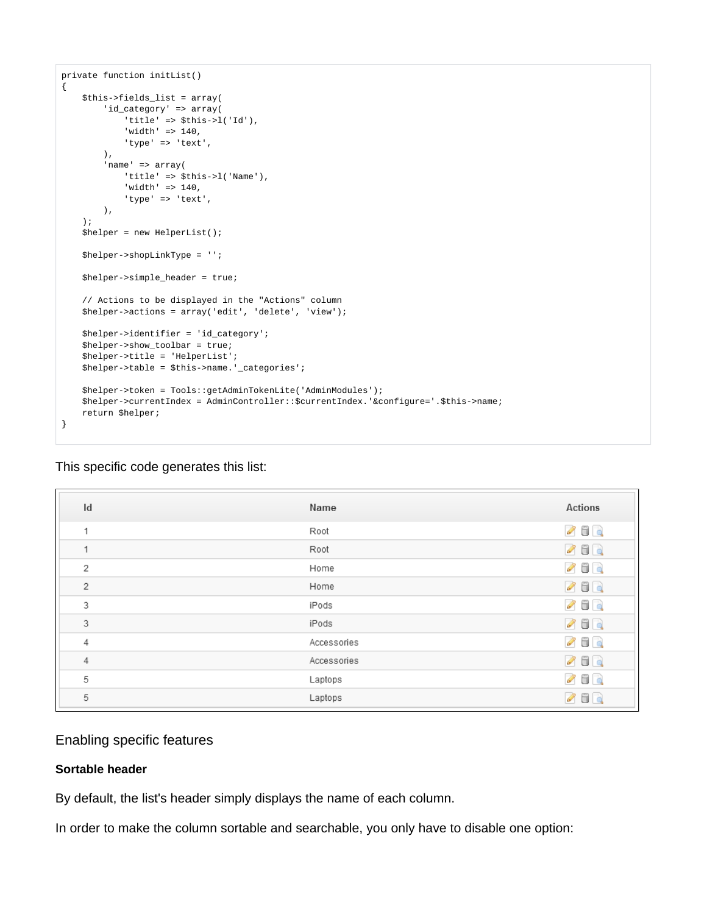```
private function initList()
{
    $this->fields_list = array(
        'id_category' => array(
            'title' => $this->l('Id'),
            'width' => 140,
            'type' => 'text',
        ),
        'name' => array(
            'title' => $this->l('Name'),
            'width' => 140,
            'type' => 'text',
        ),
    );
    $helper = new HelperList();

    $helper->shopLinkType = '';

    $helper->simple_header = true;

    // Actions to be displayed in the "Actions" column
    $helper->actions = array('edit', 'delete', 'view');

    $helper->identifier = 'id_category';
    $helper->show_toolbar = true;
    $helper->title = 'HelperList';
    $helper->table = $this->name.'_categories';

    $helper->token = Tools::getAdminTokenLite('AdminModules');
    $helper->currentIndex = AdminController::$currentIndex.'&configure='.$this->name;
    return $helper;
}
```

This specific code generates this list:

| Id | Name | Actions |
| --- | --- | --- |
| 1 | Root | |
| 1 | Root | |
| 2 | Home | |
| 2 | Home | |
| 3 | iPods | |
| 3 | iPods | |
| 4 | Accessories | |
| 4 | Accessories | |
| 5 | Laptops | |
| 5 | Laptops | |

## Enabling specific features

**Sortable header**

By default, the list's header simply displays the name of each column.

In order to make the column sortable and searchable, you only have to disable one option: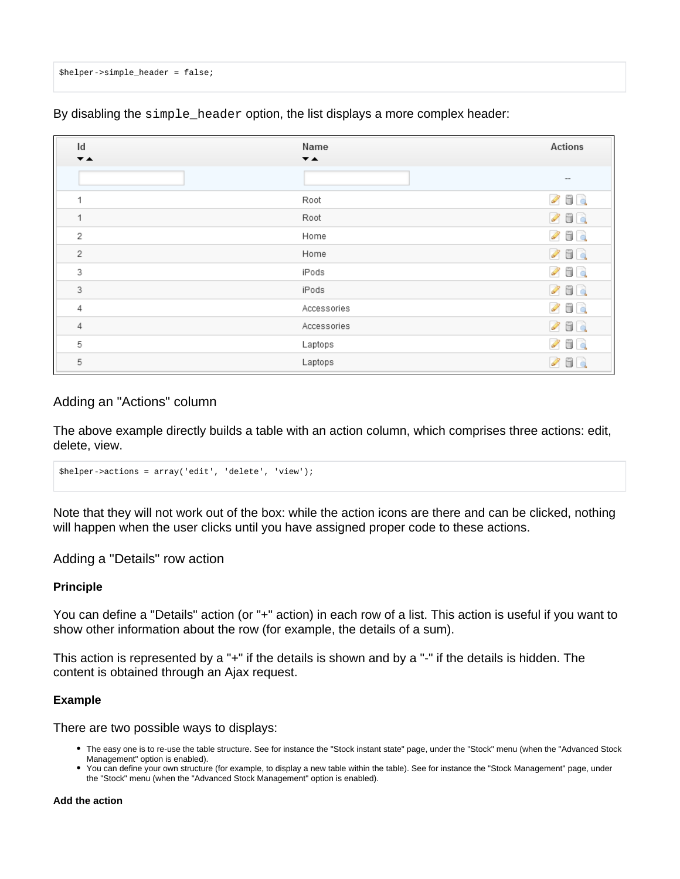```
$helper->simple_header = false;
```

By disabling the `simple_header` option, the list displays a more complex header:

| Id ▼▲ | Name ▼▲ | Actions |
|---|---|---|
| | | -- |
| 1 | Root | |
| 1 | Root | |
| 2 | Home | |
| 2 | Home | |
| 3 | iPods | |
| 3 | iPods | |
| 4 | Accessories | |
| 4 | Accessories | |
| 5 | Laptops | |
| 5 | Laptops | |

### Adding an "Actions" column

The above example directly builds a table with an action column, which comprises three actions: edit, delete, view.

```
$helper->actions = array('edit', 'delete', 'view');
```

Note that they will not work out of the box: while the action icons are there and can be clicked, nothing will happen when the user clicks until you have assigned proper code to these actions.

### Adding a "Details" row action

**Principle**

You can define a "Details" action (or "+" action) in each row of a list. This action is useful if you want to show other information about the row (for example, the details of a sum).

This action is represented by a "+" if the details is shown and by a "-" if the details is hidden. The content is obtained through an Ajax request.

**Example**

There are two possible ways to displays:

- The easy one is to re-use the table structure. See for instance the "Stock instant state" page, under the "Stock" menu (when the "Advanced Stock Management" option is enabled).
- You can define your own structure (for example, to display a new table within the table). See for instance the "Stock Management" page, under the "Stock" menu (when the "Advanced Stock Management" option is enabled).

**Add the action**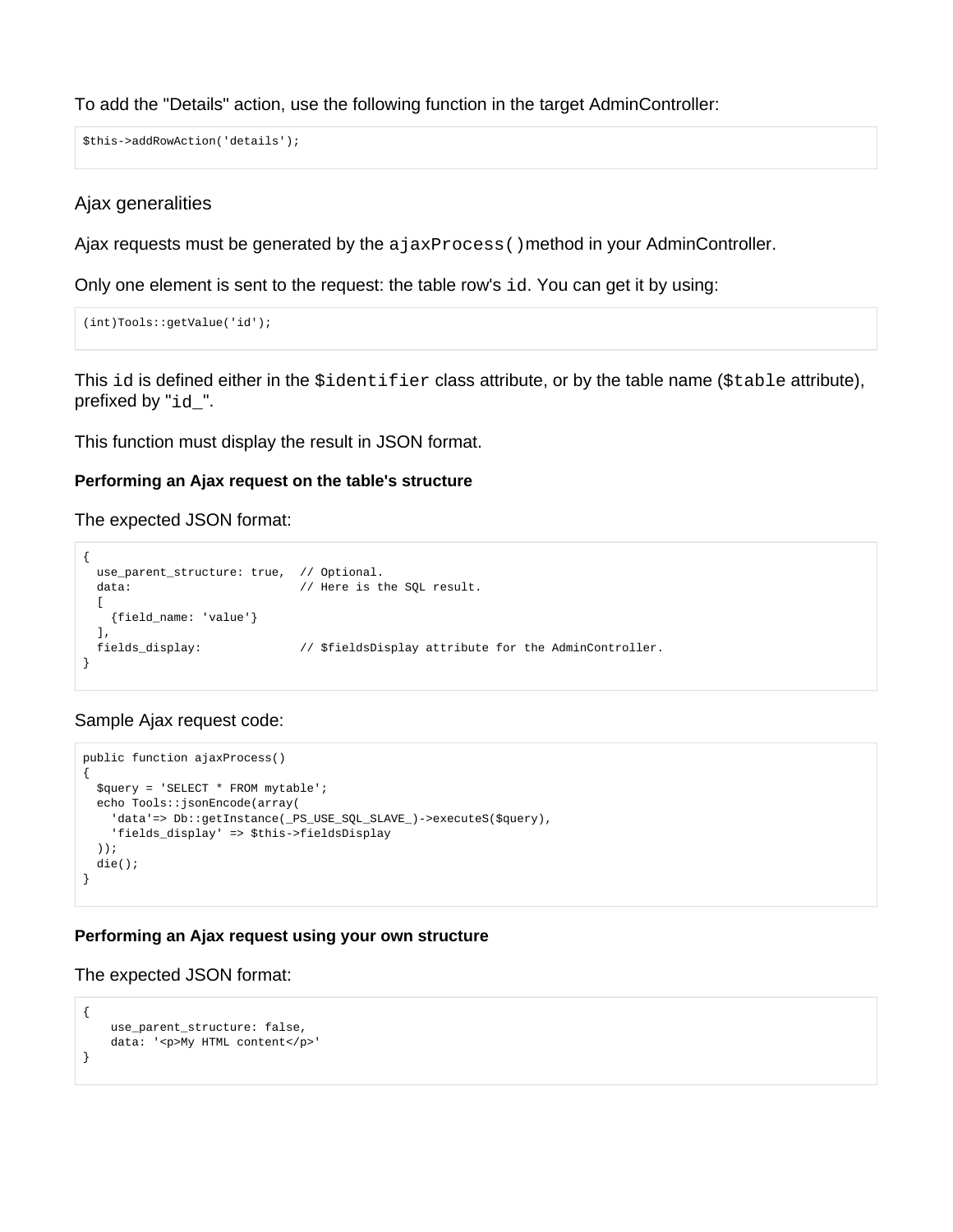To add the "Details" action, use the following function in the target AdminController:

```
$this->addRowAction('details');
```

## Ajax generalities

Ajax requests must be generated by the `ajaxProcess()` method in your AdminController.

Only one element is sent to the request: the table row's `id`. You can get it by using:

```
(int)Tools::getValue('id');
```

This `id` is defined either in the `$identifier` class attribute, or by the table name (`$table` attribute), prefixed by "`id_`".

This function must display the result in JSON format.

### Performing an Ajax request on the table's structure

The expected JSON format:

```
{
  use_parent_structure: true,  // Optional.
  data:                        // Here is the SQL result.
  [
    {field_name: 'value'}
  ],
  fields_display:              // $fieldsDisplay attribute for the AdminController.
}
```

Sample Ajax request code:

```
public function ajaxProcess()
{
  $query = 'SELECT * FROM mytable';
  echo Tools::jsonEncode(array(
    'data'=> Db::getInstance(_PS_USE_SQL_SLAVE_)->executeS($query),
    'fields_display' => $this->fieldsDisplay
  ));
  die();
}
```

### Performing an Ajax request using your own structure

The expected JSON format:

```
{
    use_parent_structure: false,
    data: '<p>My HTML content</p>'
}
```